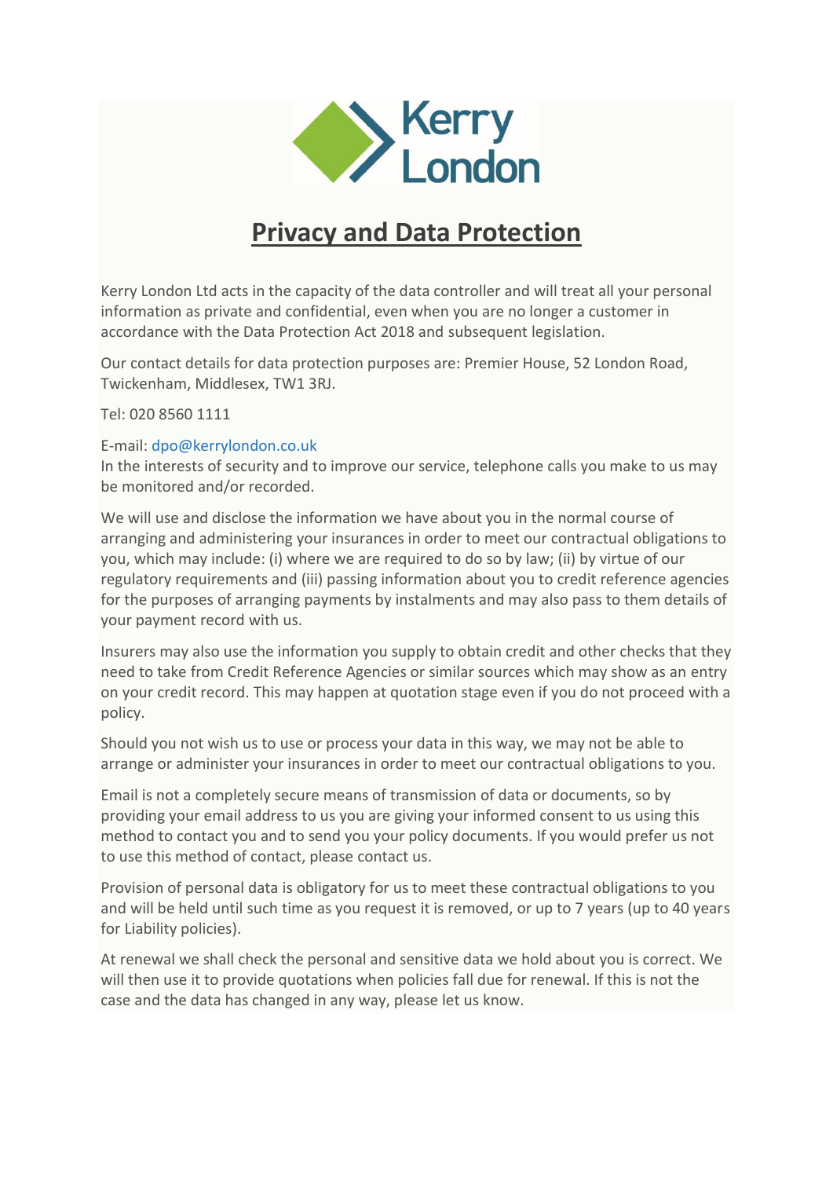Kerry London

# Privacy and Data Protection

Kerry London Ltd acts in the capacity of the data controller and will treat all your personal information as private and confidential, even when you are no longer a customer in accordance with the Data Protection Act 2018 and subsequent legislation.

Our contact details for data protection purposes are: Premier House, 52 London Road, Twickenham, Middlesex, TW1 3RJ.

Tel: 020 8560 1111

E-mail: dpo@kerrylondon.co.uk
In the interests of security and to improve our service, telephone calls you make to us may be monitored and/or recorded.

We will use and disclose the information we have about you in the normal course of arranging and administering your insurances in order to meet our contractual obligations to you, which may include: (i) where we are required to do so by law; (ii) by virtue of our regulatory requirements and (iii) passing information about you to credit reference agencies for the purposes of arranging payments by instalments and may also pass to them details of your payment record with us.

Insurers may also use the information you supply to obtain credit and other checks that they need to take from Credit Reference Agencies or similar sources which may show as an entry on your credit record. This may happen at quotation stage even if you do not proceed with a policy.

Should you not wish us to use or process your data in this way, we may not be able to arrange or administer your insurances in order to meet our contractual obligations to you.

Email is not a completely secure means of transmission of data or documents, so by providing your email address to us you are giving your informed consent to us using this method to contact you and to send you your policy documents. If you would prefer us not to use this method of contact, please contact us.

Provision of personal data is obligatory for us to meet these contractual obligations to you and will be held until such time as you request it is removed, or up to 7 years (up to 40 years for Liability policies).

At renewal we shall check the personal and sensitive data we hold about you is correct. We will then use it to provide quotations when policies fall due for renewal. If this is not the case and the data has changed in any way, please let us know.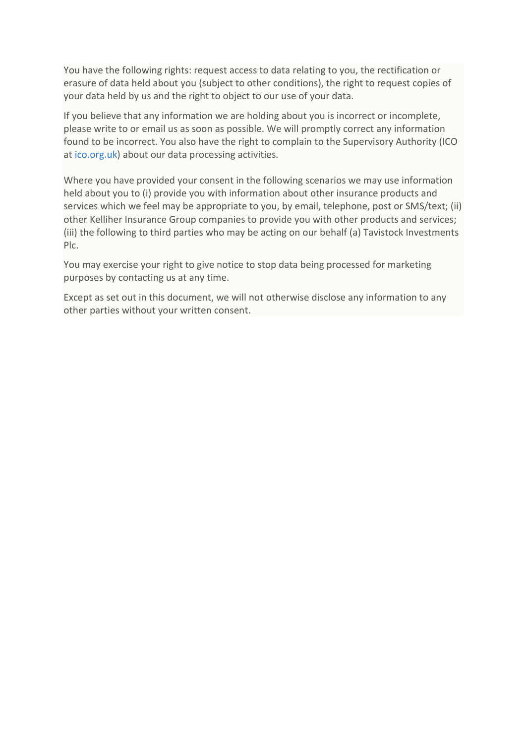You have the following rights: request access to data relating to you, the rectification or erasure of data held about you (subject to other conditions), the right to request copies of your data held by us and the right to object to our use of your data.

If you believe that any information we are holding about you is incorrect or incomplete, please write to or email us as soon as possible. We will promptly correct any information found to be incorrect. You also have the right to complain to the Supervisory Authority (ICO at ico.org.uk) about our data processing activities.

Where you have provided your consent in the following scenarios we may use information held about you to (i) provide you with information about other insurance products and services which we feel may be appropriate to you, by email, telephone, post or SMS/text; (ii) other Kelliher Insurance Group companies to provide you with other products and services; (iii) the following to third parties who may be acting on our behalf (a) Tavistock Investments Plc.

You may exercise your right to give notice to stop data being processed for marketing purposes by contacting us at any time.

Except as set out in this document, we will not otherwise disclose any information to any other parties without your written consent.